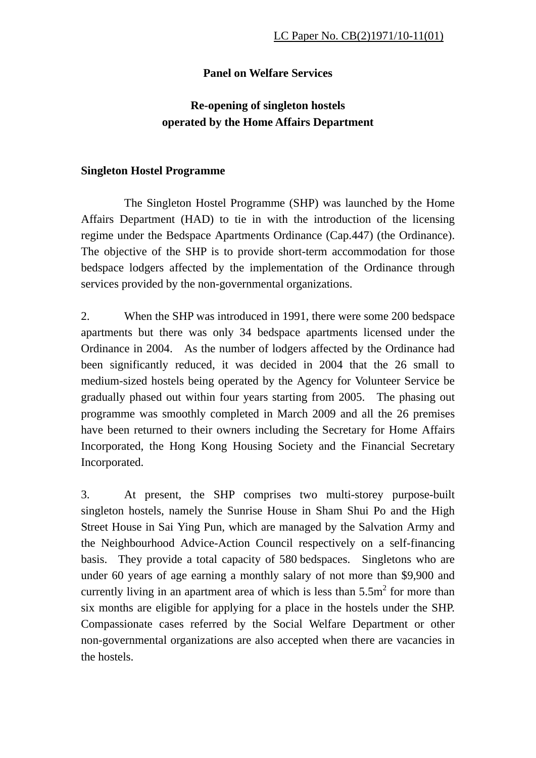LC Paper No. CB(2)1971/10-11(01)

**Panel on Welfare Services**

**Re-opening of singleton hostels operated by the Home Affairs Department**

**Singleton Hostel Programme**

The Singleton Hostel Programme (SHP) was launched by the Home Affairs Department (HAD) to tie in with the introduction of the licensing regime under the Bedspace Apartments Ordinance (Cap.447) (the Ordinance). The objective of the SHP is to provide short-term accommodation for those bedspace lodgers affected by the implementation of the Ordinance through services provided by the non-governmental organizations.

2. When the SHP was introduced in 1991, there were some 200 bedspace apartments but there was only 34 bedspace apartments licensed under the Ordinance in 2004. As the number of lodgers affected by the Ordinance had been significantly reduced, it was decided in 2004 that the 26 small to medium-sized hostels being operated by the Agency for Volunteer Service be gradually phased out within four years starting from 2005. The phasing out programme was smoothly completed in March 2009 and all the 26 premises have been returned to their owners including the Secretary for Home Affairs Incorporated, the Hong Kong Housing Society and the Financial Secretary Incorporated.

3. At present, the SHP comprises two multi-storey purpose-built singleton hostels, namely the Sunrise House in Sham Shui Po and the High Street House in Sai Ying Pun, which are managed by the Salvation Army and the Neighbourhood Advice-Action Council respectively on a self-financing basis. They provide a total capacity of 580 bedspaces. Singletons who are under 60 years of age earning a monthly salary of not more than $9,900 and currently living in an apartment area of which is less than 5.5m$^2$ for more than six months are eligible for applying for a place in the hostels under the SHP. Compassionate cases referred by the Social Welfare Department or other non-governmental organizations are also accepted when there are vacancies in the hostels.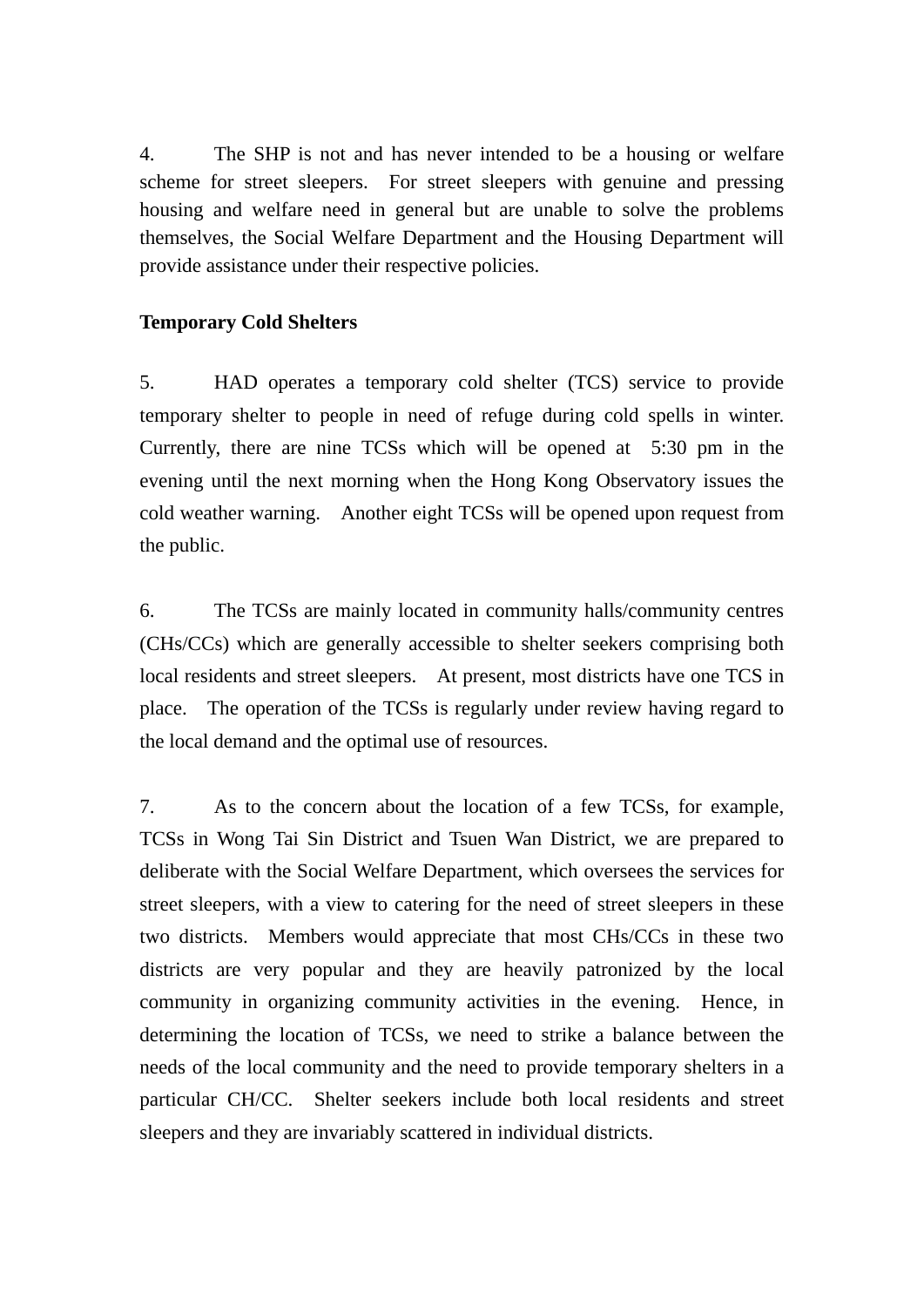4. The SHP is not and has never intended to be a housing or welfare scheme for street sleepers. For street sleepers with genuine and pressing housing and welfare need in general but are unable to solve the problems themselves, the Social Welfare Department and the Housing Department will provide assistance under their respective policies.

**Temporary Cold Shelters**

5. HAD operates a temporary cold shelter (TCS) service to provide temporary shelter to people in need of refuge during cold spells in winter. Currently, there are nine TCSs which will be opened at 5:30 pm in the evening until the next morning when the Hong Kong Observatory issues the cold weather warning. Another eight TCSs will be opened upon request from the public.

6. The TCSs are mainly located in community halls/community centres (CHs/CCs) which are generally accessible to shelter seekers comprising both local residents and street sleepers. At present, most districts have one TCS in place. The operation of the TCSs is regularly under review having regard to the local demand and the optimal use of resources.

7. As to the concern about the location of a few TCSs, for example, TCSs in Wong Tai Sin District and Tsuen Wan District, we are prepared to deliberate with the Social Welfare Department, which oversees the services for street sleepers, with a view to catering for the need of street sleepers in these two districts. Members would appreciate that most CHs/CCs in these two districts are very popular and they are heavily patronized by the local community in organizing community activities in the evening. Hence, in determining the location of TCSs, we need to strike a balance between the needs of the local community and the need to provide temporary shelters in a particular CH/CC. Shelter seekers include both local residents and street sleepers and they are invariably scattered in individual districts.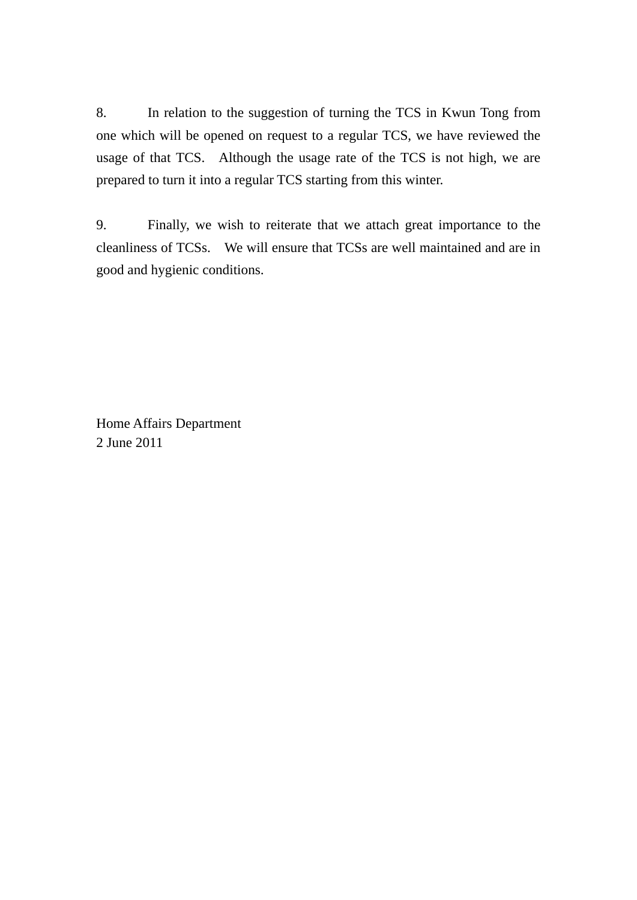8. In relation to the suggestion of turning the TCS in Kwun Tong from one which will be opened on request to a regular TCS, we have reviewed the usage of that TCS. Although the usage rate of the TCS is not high, we are prepared to turn it into a regular TCS starting from this winter.

9. Finally, we wish to reiterate that we attach great importance to the cleanliness of TCSs. We will ensure that TCSs are well maintained and are in good and hygienic conditions.

Home Affairs Department
2 June 2011